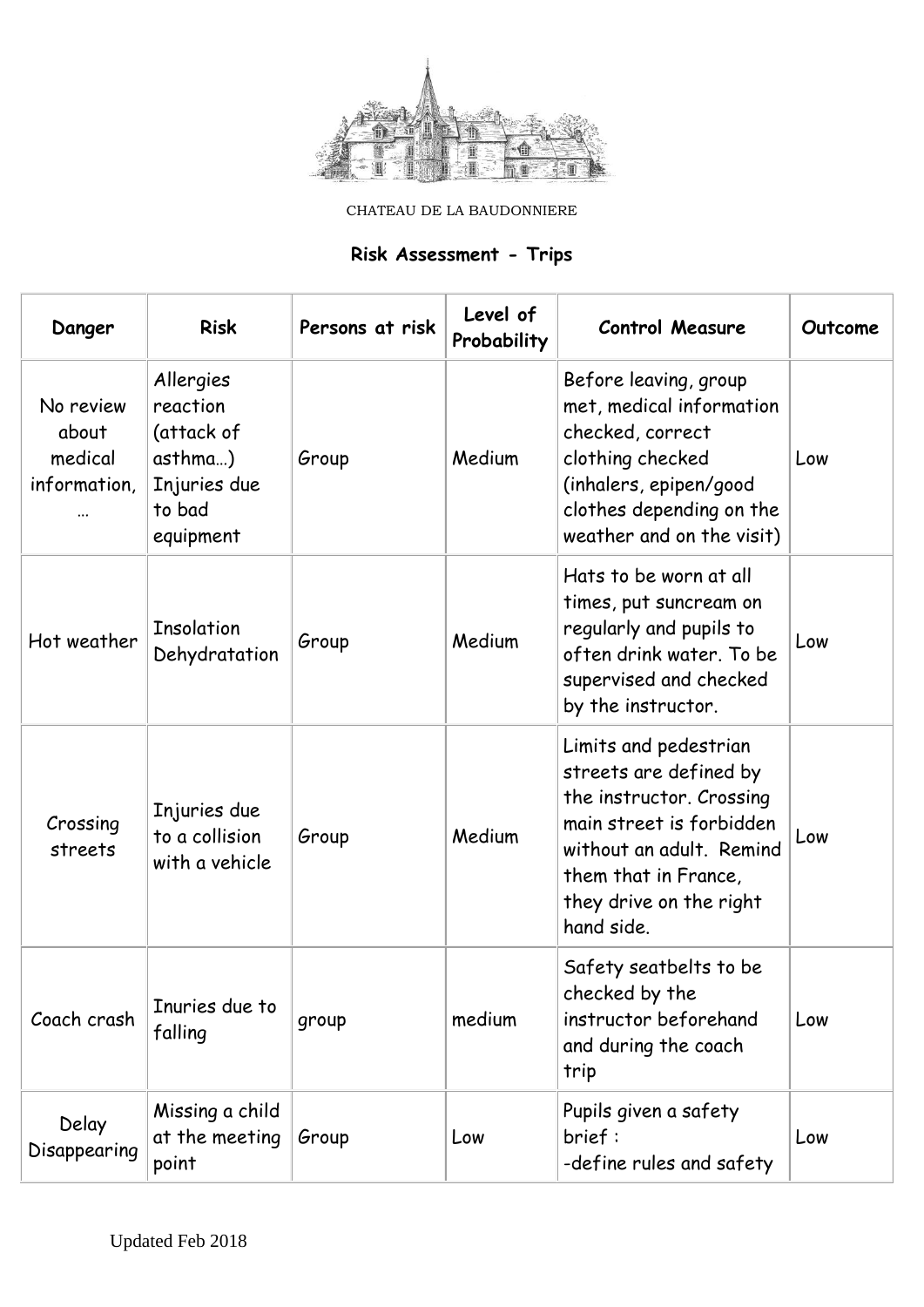CHATEAU DE LA BAUDONNIERE

**Risk Assessment - Trips**

| Danger | Risk | Persons at risk | Level of Probability | Control Measure | Outcome |
|---|---|---|---|---|---|
| No review about medical information, … | Allergies reaction (attack of asthma…) Injuries due to bad equipment | Group | Medium | Before leaving, group met, medical information checked, correct clothing checked (inhalers, epipen/good clothes depending on the weather and on the visit) | Low |
| Hot weather | Insolation Dehydratation | Group | Medium | Hats to be worn at all times, put suncream on regularly and pupils to often drink water. To be supervised and checked by the instructor. | Low |
| Crossing streets | Injuries due to a collision with a vehicle | Group | Medium | Limits and pedestrian streets are defined by the instructor. Crossing main street is forbidden without an adult. Remind them that in France, they drive on the right hand side. | Low |
| Coach crash | Inuries due to falling | group | medium | Safety seatbelts to be checked by the instructor beforehand and during the coach trip | Low |
| Delay Disappearing | Missing a child at the meeting point | Group | Low | Pupils given a safety brief :<br>-define rules and safety | Low |

Updated Feb 2018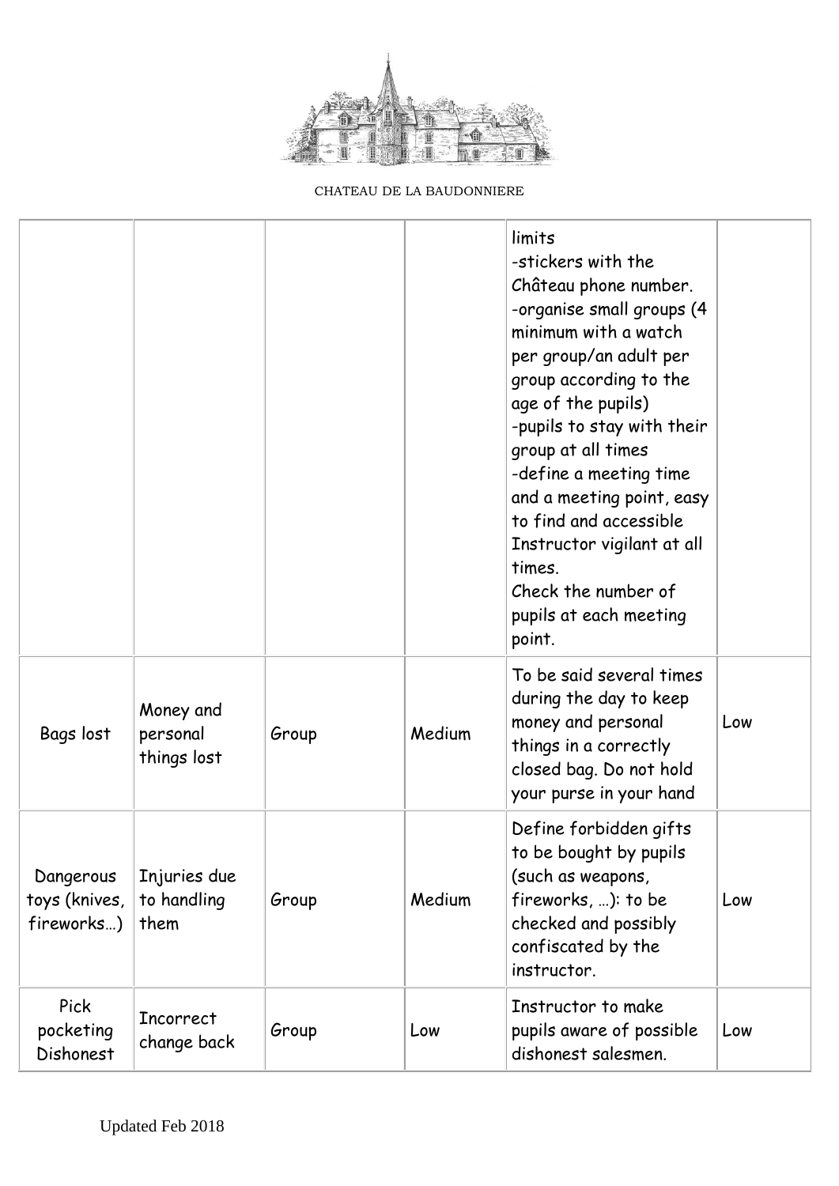| | | | | limits<br>-stickers with the Château phone number.<br>-organise small groups (4 minimum with a watch per group/an adult per group according to the age of the pupils)<br>-pupils to stay with their group at all times<br>-define a meeting time and a meeting point, easy to find and accessible<br>Instructor vigilant at all times.<br>Check the number of pupils at each meeting point. | |
|---|---|---|---|---|---|
| Bags lost | Money and personal things lost | Group | Medium | To be said several times during the day to keep money and personal things in a correctly closed bag. Do not hold your purse in your hand | Low |
| Dangerous toys (knives, fireworks…) | Injuries due to handling them | Group | Medium | Define forbidden gifts to be bought by pupils (such as weapons, fireworks, …): to be checked and possibly confiscated by the instructor. | Low |
| Pick pocketing Dishonest | Incorrect change back | Group | Low | Instructor to make pupils aware of possible dishonest salesmen. | Low |

Updated Feb 2018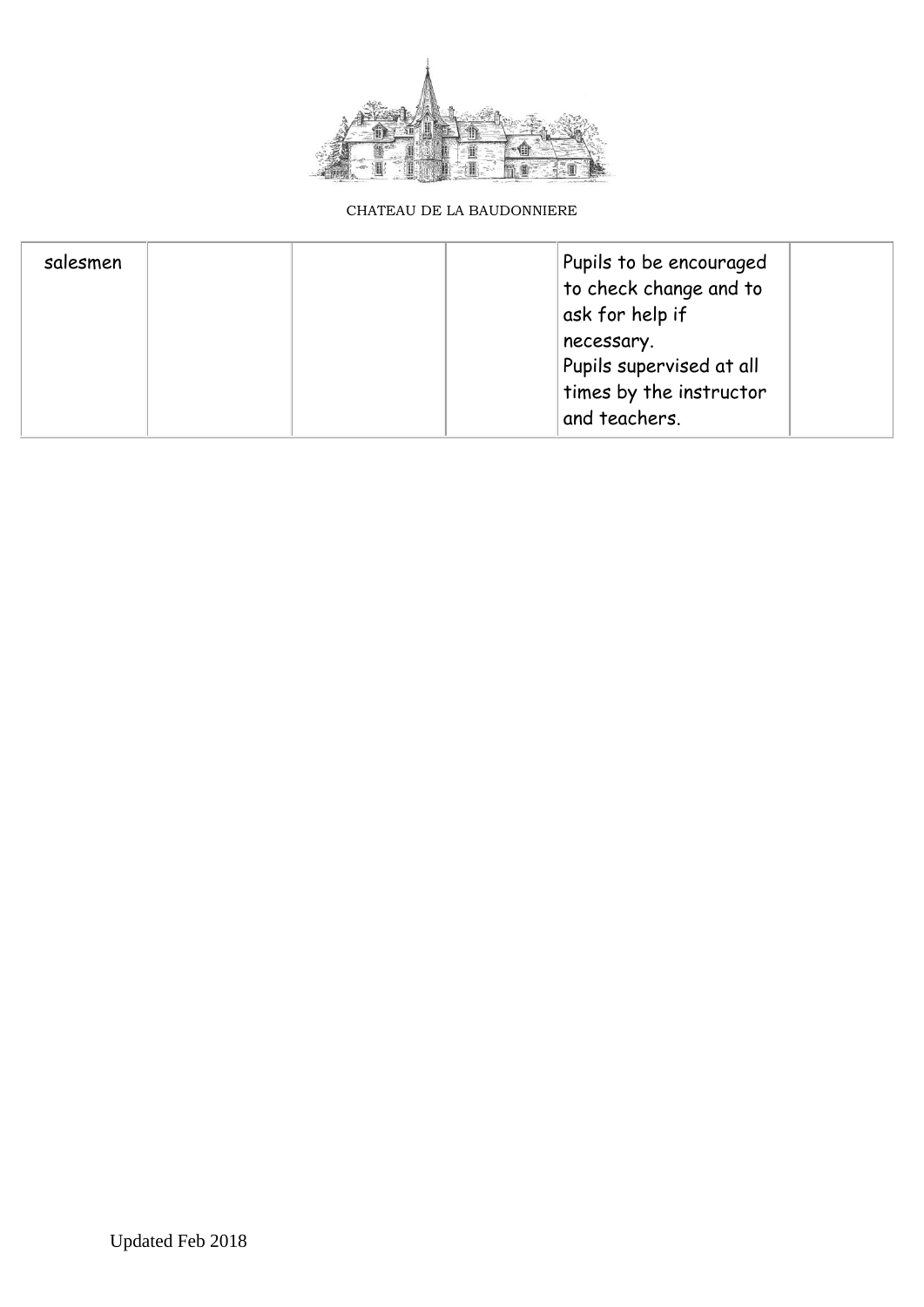| | | | | | |
|---|---|---|---|---|---|
| salesmen | | | | Pupils to be encouraged to check change and to ask for help if necessary.<br>Pupils supervised at all times by the instructor and teachers. | |